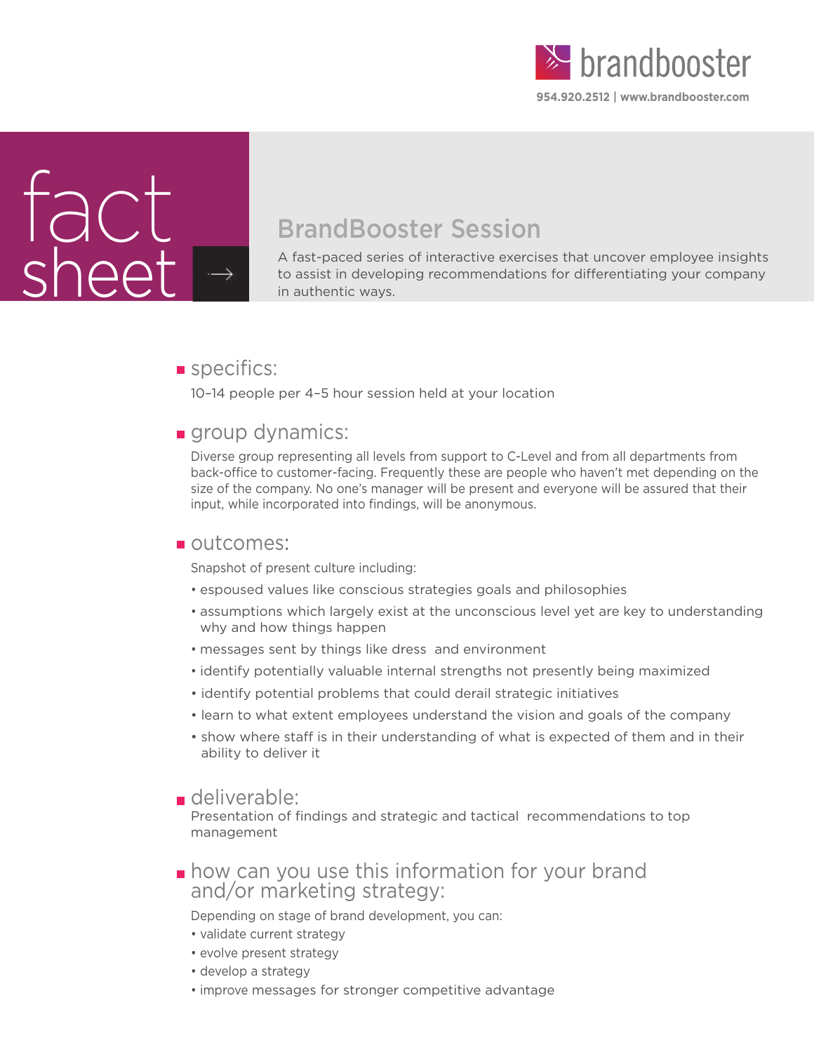brandbooster

954.920.2512 | www.brandbooster.com

# fact sheet

## BrandBooster Session

A fast-paced series of interactive exercises that uncover employee insights to assist in developing recommendations for differentiating your company in authentic ways.

### specifics:

10–14 people per 4–5 hour session held at your location

### group dynamics:

Diverse group representing all levels from support to C-Level and from all departments from back-office to customer-facing. Frequently these are people who haven't met depending on the size of the company. No one's manager will be present and everyone will be assured that their input, while incorporated into findings, will be anonymous.

### outcomes:

Snapshot of present culture including:

- espoused values like conscious strategies goals and philosophies
- assumptions which largely exist at the unconscious level yet are key to understanding why and how things happen
- messages sent by things like dress and environment
- identify potentially valuable internal strengths not presently being maximized
- identify potential problems that could derail strategic initiatives
- learn to what extent employees understand the vision and goals of the company
- show where staff is in their understanding of what is expected of them and in their ability to deliver it

### deliverable:

Presentation of findings and strategic and tactical recommendations to top management

### how can you use this information for your brand and/or marketing strategy:

Depending on stage of brand development, you can:

- validate current strategy
- evolve present strategy
- develop a strategy
- improve messages for stronger competitive advantage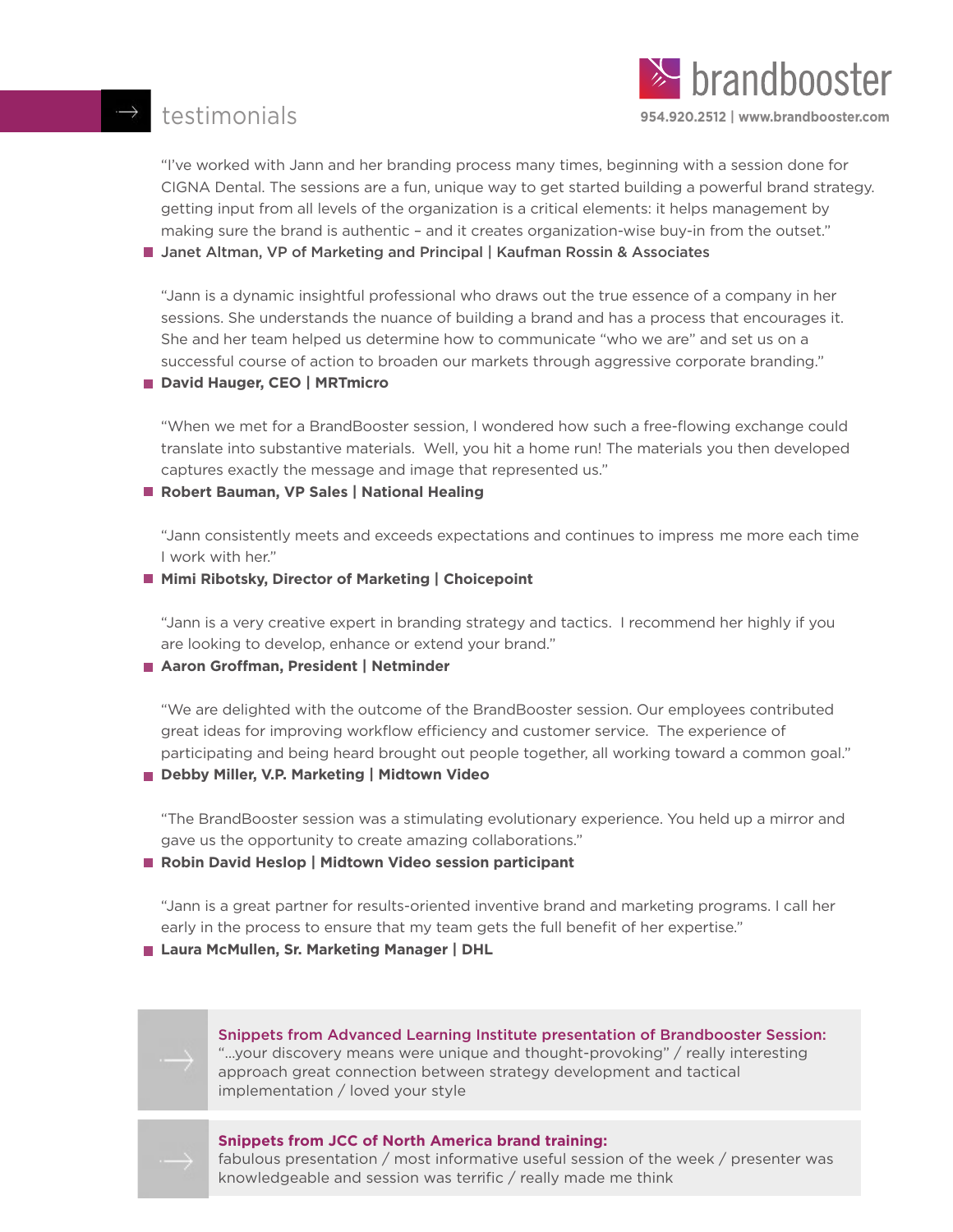# testimonials

brandbooster

954.920.2512 | www.brandbooster.com

"I've worked with Jann and her branding process many times, beginning with a session done for CIGNA Dental. The sessions are a fun, unique way to get started building a powerful brand strategy. getting input from all levels of the organization is a critical elements: it helps management by making sure the brand is authentic – and it creates organization-wise buy-in from the outset."

- **Janet Altman, VP of Marketing and Principal | Kaufman Rossin & Associates**

"Jann is a dynamic insightful professional who draws out the true essence of a company in her sessions. She understands the nuance of building a brand and has a process that encourages it. She and her team helped us determine how to communicate "who we are" and set us on a successful course of action to broaden our markets through aggressive corporate branding."

- **David Hauger, CEO | MRTmicro**

"When we met for a BrandBooster session, I wondered how such a free-flowing exchange could translate into substantive materials. Well, you hit a home run! The materials you then developed captures exactly the message and image that represented us."

- **Robert Bauman, VP Sales | National Healing**

"Jann consistently meets and exceeds expectations and continues to impress me more each time I work with her."

- **Mimi Ribotsky, Director of Marketing | Choicepoint**

"Jann is a very creative expert in branding strategy and tactics. I recommend her highly if you are looking to develop, enhance or extend your brand."

- **Aaron Groffman, President | Netminder**

"We are delighted with the outcome of the BrandBooster session. Our employees contributed great ideas for improving workflow efficiency and customer service. The experience of participating and being heard brought out people together, all working toward a common goal."

- **Debby Miller, V.P. Marketing | Midtown Video**

"The BrandBooster session was a stimulating evolutionary experience. You held up a mirror and gave us the opportunity to create amazing collaborations."

- **Robin David Heslop | Midtown Video session participant**

"Jann is a great partner for results-oriented inventive brand and marketing programs. I call her early in the process to ensure that my team gets the full benefit of her expertise."

- **Laura McMullen, Sr. Marketing Manager | DHL**

**Snippets from Advanced Learning Institute presentation of Brandbooster Session:**
"...your discovery means were unique and thought-provoking" / really interesting approach great connection between strategy development and tactical implementation / loved your style

**Snippets from JCC of North America brand training:**
fabulous presentation / most informative useful session of the week / presenter was knowledgeable and session was terrific / really made me think